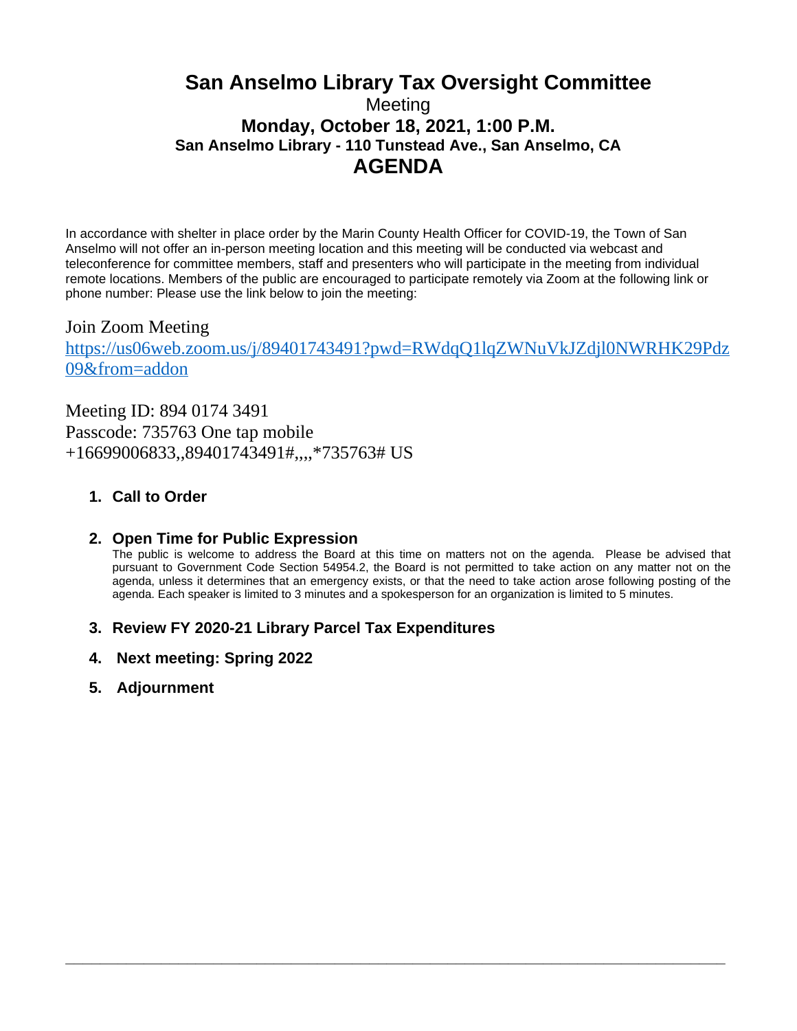# San Anselmo Library Tax Oversight Committee

Meeting

**Monday, October 18, 2021, 1:00 P.M.**

**San Anselmo Library - 110 Tunstead Ave., San Anselmo, CA**

## AGENDA

In accordance with shelter in place order by the Marin County Health Officer for COVID-19, the Town of San Anselmo will not offer an in-person meeting location and this meeting will be conducted via webcast and teleconference for committee members, staff and presenters who will participate in the meeting from individual remote locations. Members of the public are encouraged to participate remotely via Zoom at the following link or phone number: Please use the link below to join the meeting:

Join Zoom Meeting
https://us06web.zoom.us/j/89401743491?pwd=RWdqQ1lqZWNuVkJZdjl0NWRHK29Pdz09&from=addon

Meeting ID: 894 0174 3491
Passcode: 735763 One tap mobile
+16699006833,,89401743491#,,,,*735763# US

1. **Call to Order**

2. **Open Time for Public Expression**
   The public is welcome to address the Board at this time on matters not on the agenda. Please be advised that pursuant to Government Code Section 54954.2, the Board is not permitted to take action on any matter not on the agenda, unless it determines that an emergency exists, or that the need to take action arose following posting of the agenda. Each speaker is limited to 3 minutes and a spokesperson for an organization is limited to 5 minutes.

3. **Review FY 2020-21 Library Parcel Tax Expenditures**

4. **Next meeting: Spring 2022**

5. **Adjournment**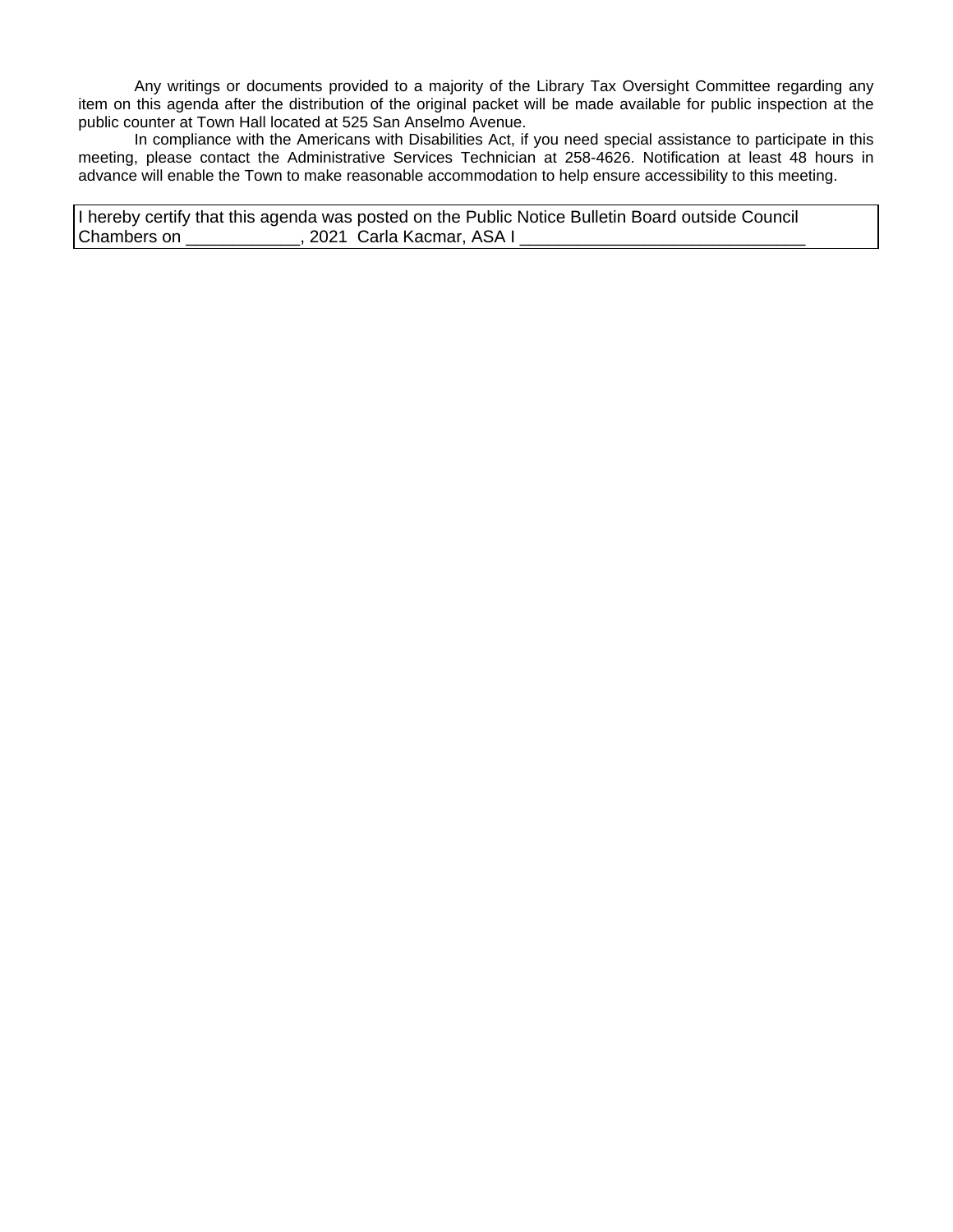Any writings or documents provided to a majority of the Library Tax Oversight Committee regarding any item on this agenda after the distribution of the original packet will be made available for public inspection at the public counter at Town Hall located at 525 San Anselmo Avenue.

In compliance with the Americans with Disabilities Act, if you need special assistance to participate in this meeting, please contact the Administrative Services Technician at 258-4626. Notification at least 48 hours in advance will enable the Town to make reasonable accommodation to help ensure accessibility to this meeting.

I hereby certify that this agenda was posted on the Public Notice Bulletin Board outside Council Chambers on ____________, 2021 Carla Kacmar, ASA I ______________________________